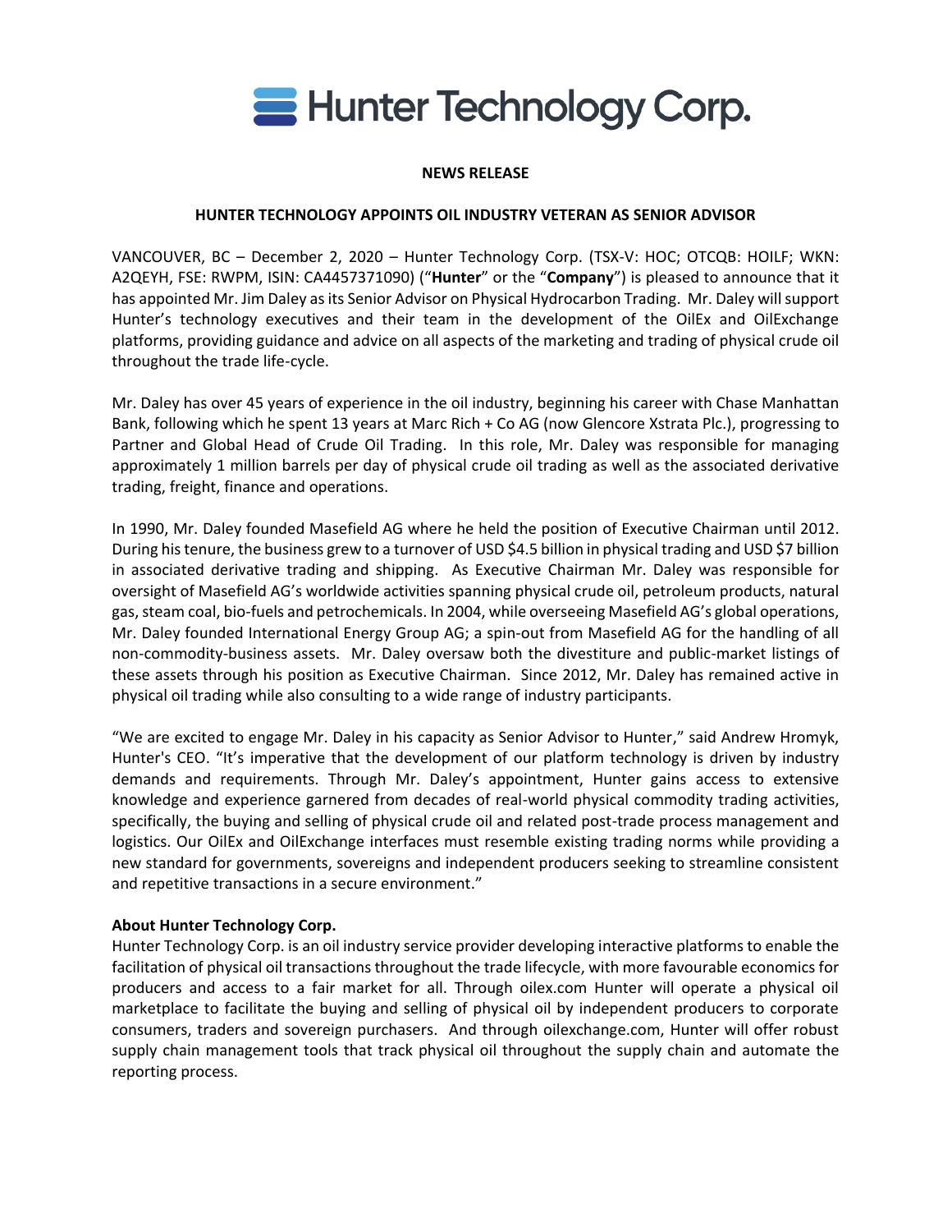# Hunter Technology Corp.

**NEWS RELEASE**

**HUNTER TECHNOLOGY APPOINTS OIL INDUSTRY VETERAN AS SENIOR ADVISOR**

VANCOUVER, BC – December 2, 2020 – Hunter Technology Corp. (TSX-V: HOC; OTCQB: HOILF; WKN: A2QEYH, FSE: RWPM, ISIN: CA4457371090) ("**Hunter**" or the "**Company**") is pleased to announce that it has appointed Mr. Jim Daley as its Senior Advisor on Physical Hydrocarbon Trading. Mr. Daley will support Hunter's technology executives and their team in the development of the OilEx and OilExchange platforms, providing guidance and advice on all aspects of the marketing and trading of physical crude oil throughout the trade life-cycle.

Mr. Daley has over 45 years of experience in the oil industry, beginning his career with Chase Manhattan Bank, following which he spent 13 years at Marc Rich + Co AG (now Glencore Xstrata Plc.), progressing to Partner and Global Head of Crude Oil Trading. In this role, Mr. Daley was responsible for managing approximately 1 million barrels per day of physical crude oil trading as well as the associated derivative trading, freight, finance and operations.

In 1990, Mr. Daley founded Masefield AG where he held the position of Executive Chairman until 2012. During his tenure, the business grew to a turnover of USD $4.5 billion in physical trading and USD $7 billion in associated derivative trading and shipping. As Executive Chairman Mr. Daley was responsible for oversight of Masefield AG's worldwide activities spanning physical crude oil, petroleum products, natural gas, steam coal, bio-fuels and petrochemicals. In 2004, while overseeing Masefield AG's global operations, Mr. Daley founded International Energy Group AG; a spin-out from Masefield AG for the handling of all non-commodity-business assets. Mr. Daley oversaw both the divestiture and public-market listings of these assets through his position as Executive Chairman. Since 2012, Mr. Daley has remained active in physical oil trading while also consulting to a wide range of industry participants.

"We are excited to engage Mr. Daley in his capacity as Senior Advisor to Hunter," said Andrew Hromyk, Hunter's CEO. "It's imperative that the development of our platform technology is driven by industry demands and requirements. Through Mr. Daley's appointment, Hunter gains access to extensive knowledge and experience garnered from decades of real-world physical commodity trading activities, specifically, the buying and selling of physical crude oil and related post-trade process management and logistics. Our OilEx and OilExchange interfaces must resemble existing trading norms while providing a new standard for governments, sovereigns and independent producers seeking to streamline consistent and repetitive transactions in a secure environment."

**About Hunter Technology Corp.**

Hunter Technology Corp. is an oil industry service provider developing interactive platforms to enable the facilitation of physical oil transactions throughout the trade lifecycle, with more favourable economics for producers and access to a fair market for all. Through oilex.com Hunter will operate a physical oil marketplace to facilitate the buying and selling of physical oil by independent producers to corporate consumers, traders and sovereign purchasers. And through oilexchange.com, Hunter will offer robust supply chain management tools that track physical oil throughout the supply chain and automate the reporting process.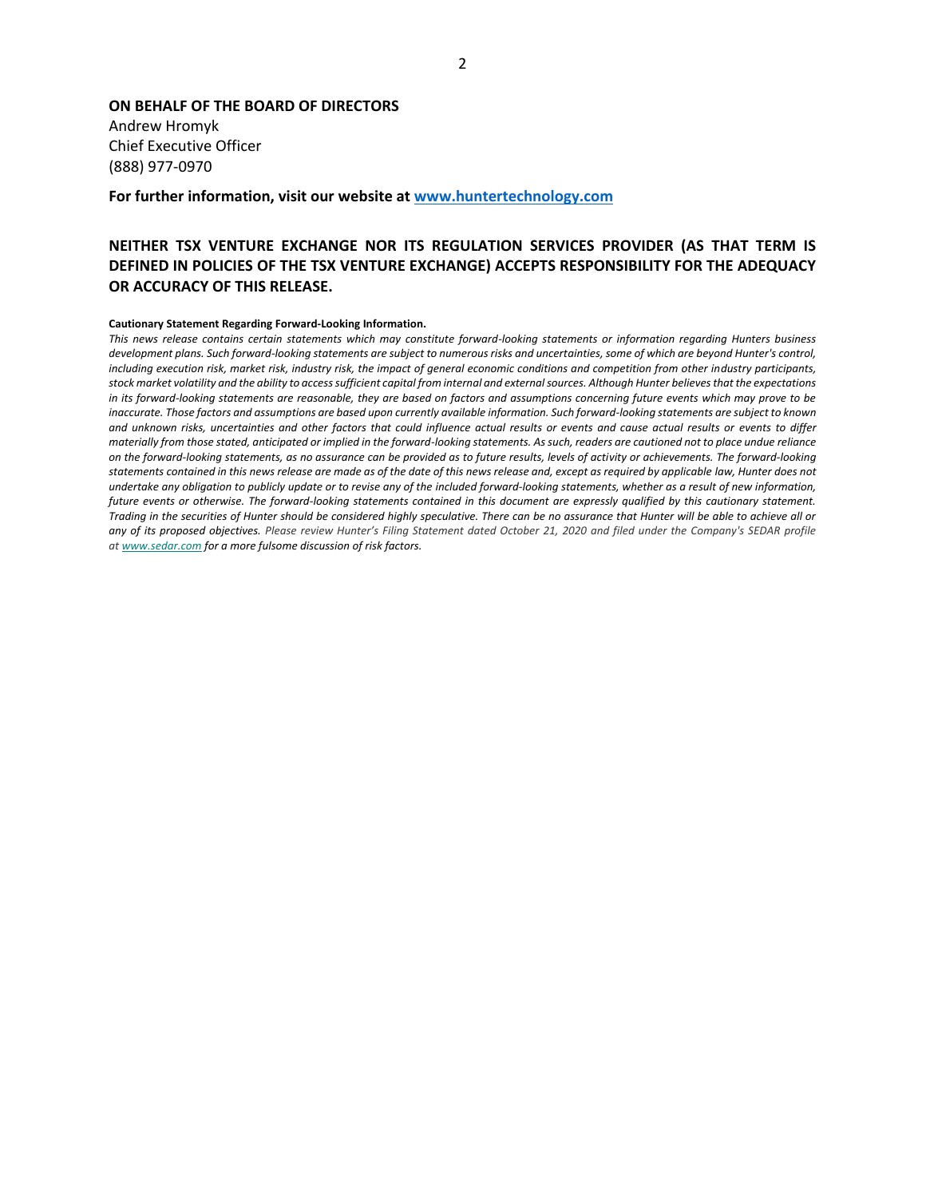**ON BEHALF OF THE BOARD OF DIRECTORS**
Andrew Hromyk
Chief Executive Officer
(888) 977-0970

**For further information, visit our website at [www.huntertechnology.com](http://www.huntertechnology.com)**

**NEITHER TSX VENTURE EXCHANGE NOR ITS REGULATION SERVICES PROVIDER (AS THAT TERM IS DEFINED IN POLICIES OF THE TSX VENTURE EXCHANGE) ACCEPTS RESPONSIBILITY FOR THE ADEQUACY OR ACCURACY OF THIS RELEASE.**

**Cautionary Statement Regarding Forward-Looking Information.**

*This news release contains certain statements which may constitute forward-looking statements or information regarding Hunters business development plans. Such forward-looking statements are subject to numerous risks and uncertainties, some of which are beyond Hunter's control, including execution risk, market risk, industry risk, the impact of general economic conditions and competition from other industry participants, stock market volatility and the ability to access sufficient capital from internal and external sources. Although Hunter believes that the expectations in its forward-looking statements are reasonable, they are based on factors and assumptions concerning future events which may prove to be inaccurate. Those factors and assumptions are based upon currently available information. Such forward-looking statements are subject to known and unknown risks, uncertainties and other factors that could influence actual results or events and cause actual results or events to differ materially from those stated, anticipated or implied in the forward-looking statements. As such, readers are cautioned not to place undue reliance on the forward-looking statements, as no assurance can be provided as to future results, levels of activity or achievements. The forward-looking statements contained in this news release are made as of the date of this news release and, except as required by applicable law, Hunter does not undertake any obligation to publicly update or to revise any of the included forward-looking statements, whether as a result of new information, future events or otherwise. The forward-looking statements contained in this document are expressly qualified by this cautionary statement. Trading in the securities of Hunter should be considered highly speculative. There can be no assurance that Hunter will be able to achieve all or any of its proposed objectives. Please review Hunter's Filing Statement dated October 21, 2020 and filed under the Company's SEDAR profile at [www.sedar.com](http://www.sedar.com) for a more fulsome discussion of risk factors.*